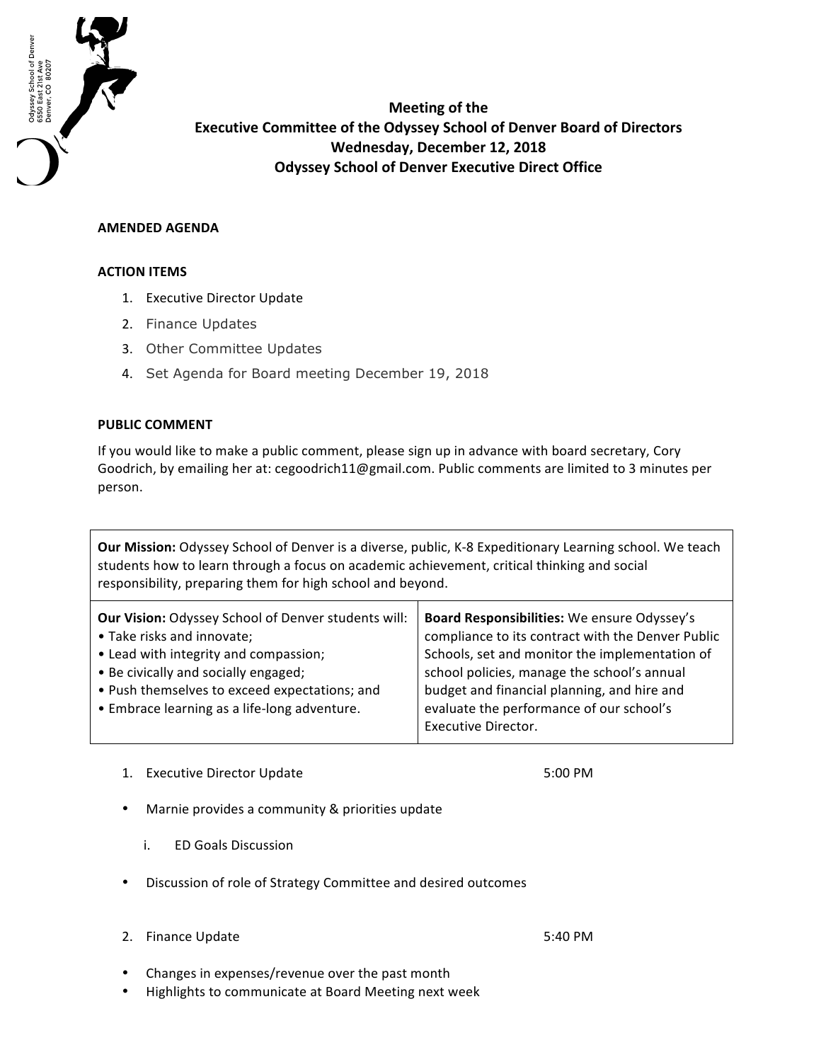Odyssey School of Denver
6550 East 21st Ave
Denver, CO 80207

**Meeting of the**
**Executive Committee of the Odyssey School of Denver Board of Directors**
**Wednesday, December 12, 2018**
**Odyssey School of Denver Executive Direct Office**

**AMENDED AGENDA**

**ACTION ITEMS**

1. Executive Director Update
2. Finance Updates
3. Other Committee Updates
4. Set Agenda for Board meeting December 19, 2018

**PUBLIC COMMENT**

If you would like to make a public comment, please sign up in advance with board secretary, Cory Goodrich, by emailing her at: cegoodrich11@gmail.com. Public comments are limited to 3 minutes per person.

| **Our Mission:** Odyssey School of Denver is a diverse, public, K-8 Expeditionary Learning school. We teach students how to learn through a focus on academic achievement, critical thinking and social responsibility, preparing them for high school and beyond. | |
|---|---|
| **Our Vision:** Odyssey School of Denver students will:<br>• Take risks and innovate;<br>• Lead with integrity and compassion;<br>• Be civically and socially engaged;<br>• Push themselves to exceed expectations; and<br>• Embrace learning as a life-long adventure. | **Board Responsibilities:** We ensure Odyssey's compliance to its contract with the Denver Public Schools, set and monitor the implementation of school policies, manage the school's annual budget and financial planning, and hire and evaluate the performance of our school's Executive Director. |

1. Executive Director Update — 5:00 PM

- Marnie provides a community & priorities update
  - i. ED Goals Discussion
- Discussion of role of Strategy Committee and desired outcomes

2. Finance Update — 5:40 PM

- Changes in expenses/revenue over the past month
- Highlights to communicate at Board Meeting next week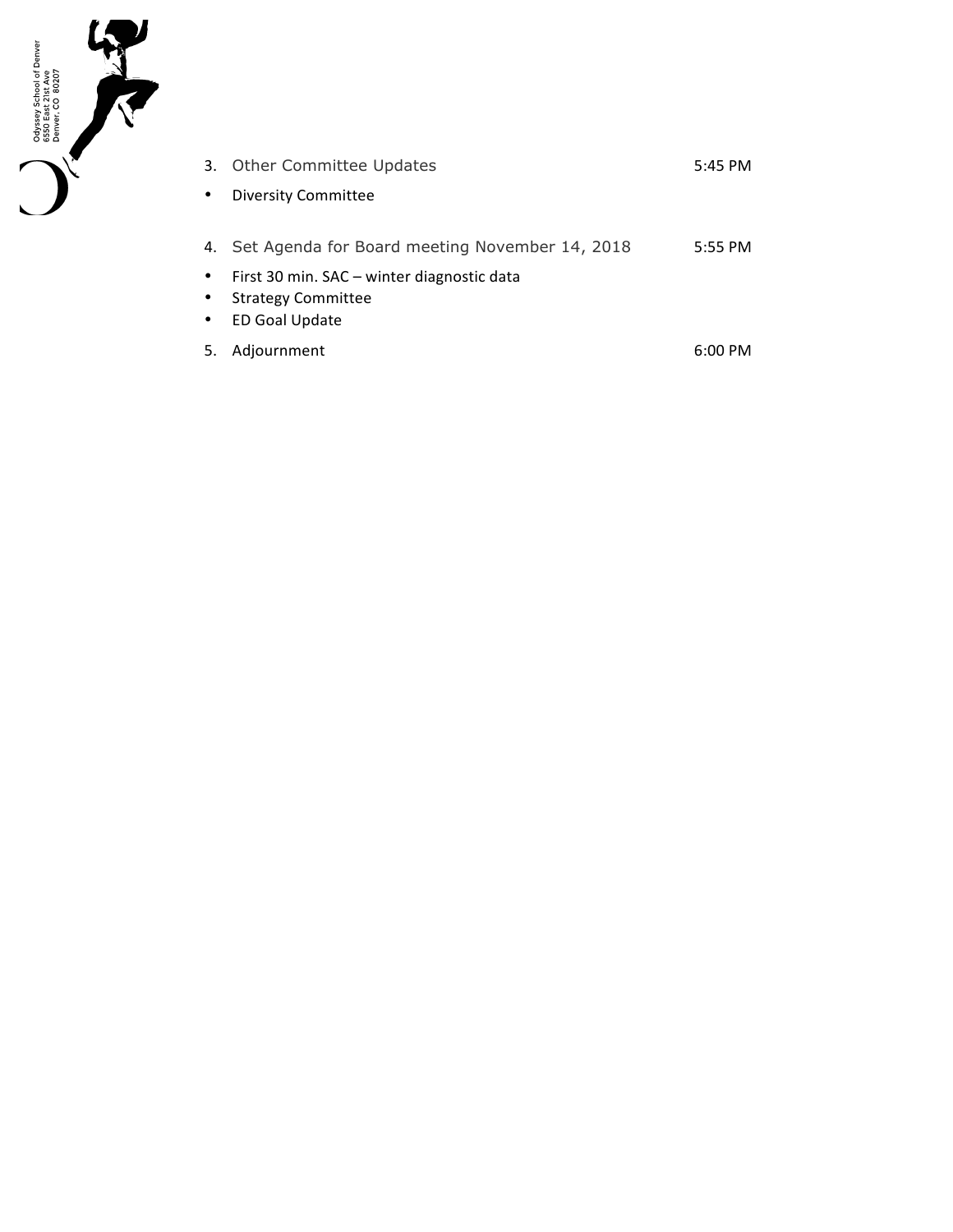Odyssey School of Denver
6550 East 21st Ave
Denver, CO 80207

3. Other Committee Updates 5:45 PM

- Diversity Committee

4. Set Agenda for Board meeting November 14, 2018 5:55 PM

- First 30 min. SAC – winter diagnostic data
- Strategy Committee
- ED Goal Update

5. Adjournment 6:00 PM